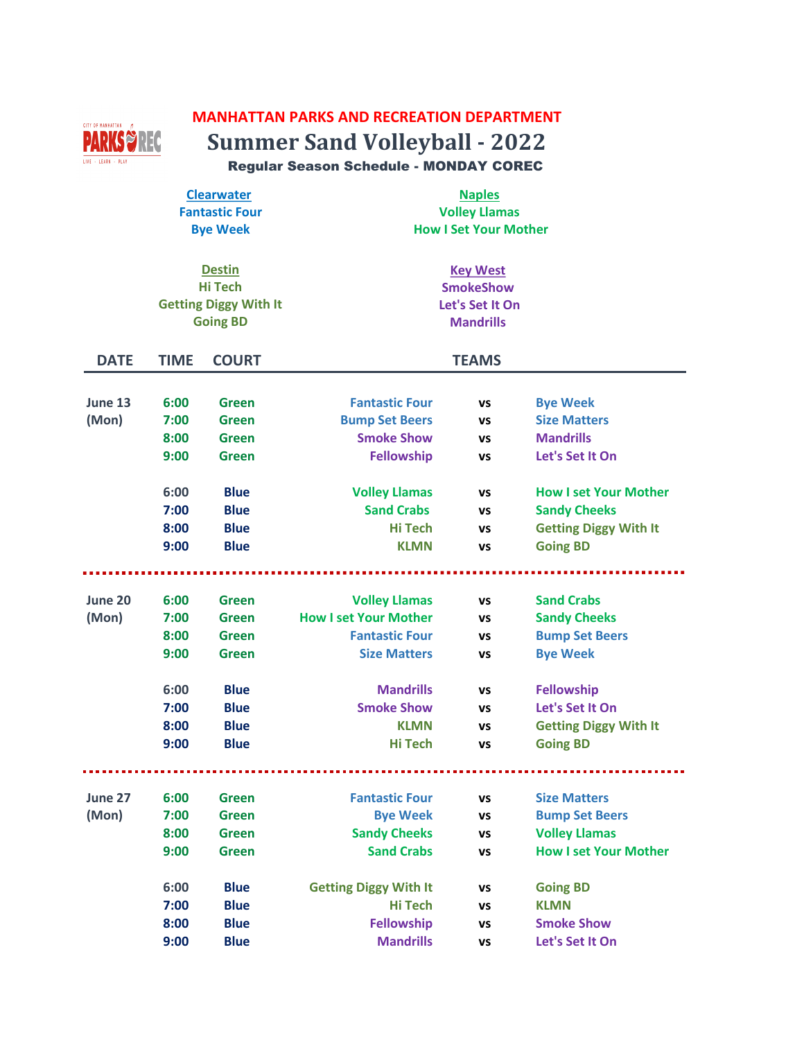**MANHATTAN PARKS AND RECREATION DEPARTMENT**

# Summer Sand Volleyball - 2022

**Regular Season Schedule - MONDAY COREC**

**Clearwater**
Fantastic Four
Bye Week

**Naples**
Volley Llamas
How I Set Your Mother

**Destin**
Hi Tech
Getting Diggy With It
Going BD

**Key West**
SmokeShow
Let's Set It On
Mandrills

| DATE | TIME | COURT | TEAMS | | |
|---|---|---|---|---|---|
| June 13 (Mon) | 6:00 | Green | Fantastic Four | vs | Bye Week |
| | 7:00 | Green | Bump Set Beers | vs | Size Matters |
| | 8:00 | Green | Smoke Show | vs | Mandrills |
| | 9:00 | Green | Fellowship | vs | Let's Set It On |
| | 6:00 | Blue | Volley Llamas | vs | How I set Your Mother |
| | 7:00 | Blue | Sand Crabs | vs | Sandy Cheeks |
| | 8:00 | Blue | Hi Tech | vs | Getting Diggy With It |
| | 9:00 | Blue | KLMN | vs | Going BD |
| June 20 (Mon) | 6:00 | Green | Volley Llamas | vs | Sand Crabs |
| | 7:00 | Green | How I set Your Mother | vs | Sandy Cheeks |
| | 8:00 | Green | Fantastic Four | vs | Bump Set Beers |
| | 9:00 | Green | Size Matters | vs | Bye Week |
| | 6:00 | Blue | Mandrills | vs | Fellowship |
| | 7:00 | Blue | Smoke Show | vs | Let's Set It On |
| | 8:00 | Blue | KLMN | vs | Getting Diggy With It |
| | 9:00 | Blue | Hi Tech | vs | Going BD |
| June 27 (Mon) | 6:00 | Green | Fantastic Four | vs | Size Matters |
| | 7:00 | Green | Bye Week | vs | Bump Set Beers |
| | 8:00 | Green | Sandy Cheeks | vs | Volley Llamas |
| | 9:00 | Green | Sand Crabs | vs | How I set Your Mother |
| | 6:00 | Blue | Getting Diggy With It | vs | Going BD |
| | 7:00 | Blue | Hi Tech | vs | KLMN |
| | 8:00 | Blue | Fellowship | vs | Smoke Show |
| | 9:00 | Blue | Mandrills | vs | Let's Set It On |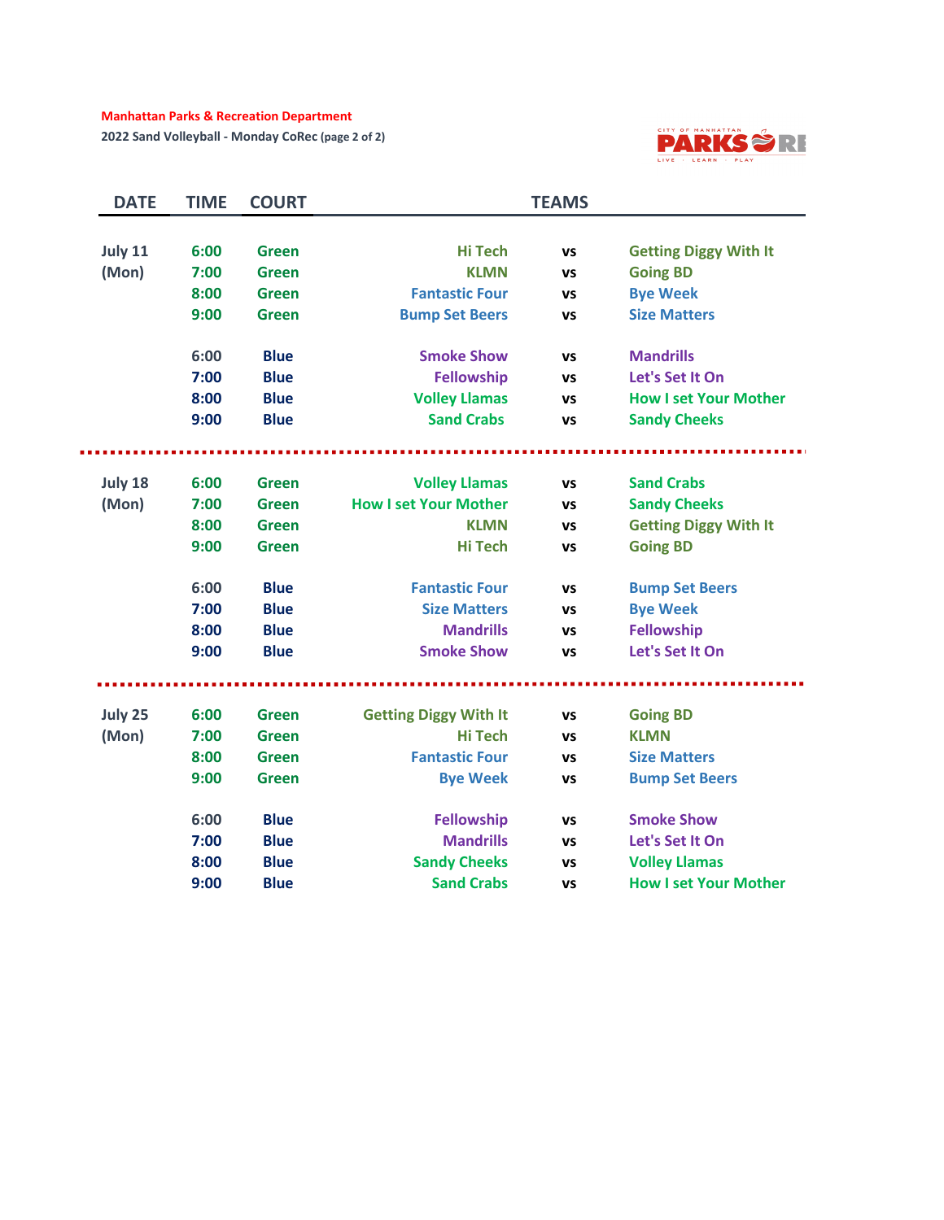**Manhattan Parks & Recreation Department**

**2022 Sand Volleyball - Monday CoRec** (page 2 of 2)

| DATE | TIME | COURT | TEAMS | | |
|---|---|---|---|---|---|
| July 11 (Mon) | 6:00 | Green | Hi Tech | vs | Getting Diggy With It |
| | 7:00 | Green | KLMN | vs | Going BD |
| | 8:00 | Green | Fantastic Four | vs | Bye Week |
| | 9:00 | Green | Bump Set Beers | vs | Size Matters |
| | 6:00 | Blue | Smoke Show | vs | Mandrills |
| | 7:00 | Blue | Fellowship | vs | Let's Set It On |
| | 8:00 | Blue | Volley Llamas | vs | How I set Your Mother |
| | 9:00 | Blue | Sand Crabs | vs | Sandy Cheeks |
| July 18 (Mon) | 6:00 | Green | Volley Llamas | vs | Sand Crabs |
| | 7:00 | Green | How I set Your Mother | vs | Sandy Cheeks |
| | 8:00 | Green | KLMN | vs | Getting Diggy With It |
| | 9:00 | Green | Hi Tech | vs | Going BD |
| | 6:00 | Blue | Fantastic Four | vs | Bump Set Beers |
| | 7:00 | Blue | Size Matters | vs | Bye Week |
| | 8:00 | Blue | Mandrills | vs | Fellowship |
| | 9:00 | Blue | Smoke Show | vs | Let's Set It On |
| July 25 (Mon) | 6:00 | Green | Getting Diggy With It | vs | Going BD |
| | 7:00 | Green | Hi Tech | vs | KLMN |
| | 8:00 | Green | Fantastic Four | vs | Size Matters |
| | 9:00 | Green | Bye Week | vs | Bump Set Beers |
| | 6:00 | Blue | Fellowship | vs | Smoke Show |
| | 7:00 | Blue | Mandrills | vs | Let's Set It On |
| | 8:00 | Blue | Sandy Cheeks | vs | Volley Llamas |
| | 9:00 | Blue | Sand Crabs | vs | How I set Your Mother |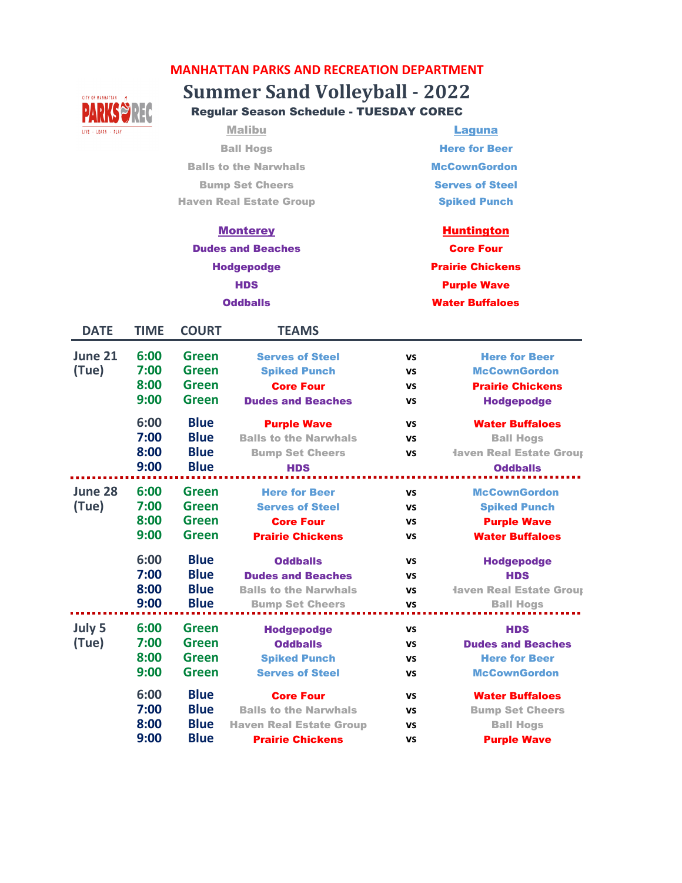MANHATTAN PARKS AND RECREATION DEPARTMENT

# Summer Sand Volleyball - 2022

## Regular Season Schedule - TUESDAY COREC

| Malibu | Laguna |
|---|---|
| Ball Hogs | Here for Beer |
| Balls to the Narwhals | McCownGordon |
| Bump Set Cheers | Serves of Steel |
| Haven Real Estate Group | Spiked Punch |

| Monterey | Huntington |
|---|---|
| Dudes and Beaches | Core Four |
| Hodgepodge | Prairie Chickens |
| HDS | Purple Wave |
| Oddballs | Water Buffaloes |

| DATE | TIME | COURT | TEAMS | | |
|---|---|---|---|---|---|
| June 21 (Tue) | 6:00 | Green | Serves of Steel | vs | Here for Beer |
| | 7:00 | Green | Spiked Punch | vs | McCownGordon |
| | 8:00 | Green | Core Four | vs | Prairie Chickens |
| | 9:00 | Green | Dudes and Beaches | vs | Hodgepodge |
| | 6:00 | Blue | Purple Wave | vs | Water Buffaloes |
| | 7:00 | Blue | Balls to the Narwhals | vs | Ball Hogs |
| | 8:00 | Blue | Bump Set Cheers | vs | Haven Real Estate Group |
| | 9:00 | Blue | HDS | | Oddballs |
| June 28 (Tue) | 6:00 | Green | Here for Beer | vs | McCownGordon |
| | 7:00 | Green | Serves of Steel | vs | Spiked Punch |
| | 8:00 | Green | Core Four | vs | Purple Wave |
| | 9:00 | Green | Prairie Chickens | vs | Water Buffaloes |
| | 6:00 | Blue | Oddballs | vs | Hodgepodge |
| | 7:00 | Blue | Dudes and Beaches | vs | HDS |
| | 8:00 | Blue | Balls to the Narwhals | vs | Haven Real Estate Group |
| | 9:00 | Blue | Bump Set Cheers | vs | Ball Hogs |
| July 5 (Tue) | 6:00 | Green | Hodgepodge | vs | HDS |
| | 7:00 | Green | Oddballs | vs | Dudes and Beaches |
| | 8:00 | Green | Spiked Punch | vs | Here for Beer |
| | 9:00 | Green | Serves of Steel | vs | McCownGordon |
| | 6:00 | Blue | Core Four | vs | Water Buffaloes |
| | 7:00 | Blue | Balls to the Narwhals | vs | Bump Set Cheers |
| | 8:00 | Blue | Haven Real Estate Group | vs | Ball Hogs |
| | 9:00 | Blue | Prairie Chickens | vs | Purple Wave |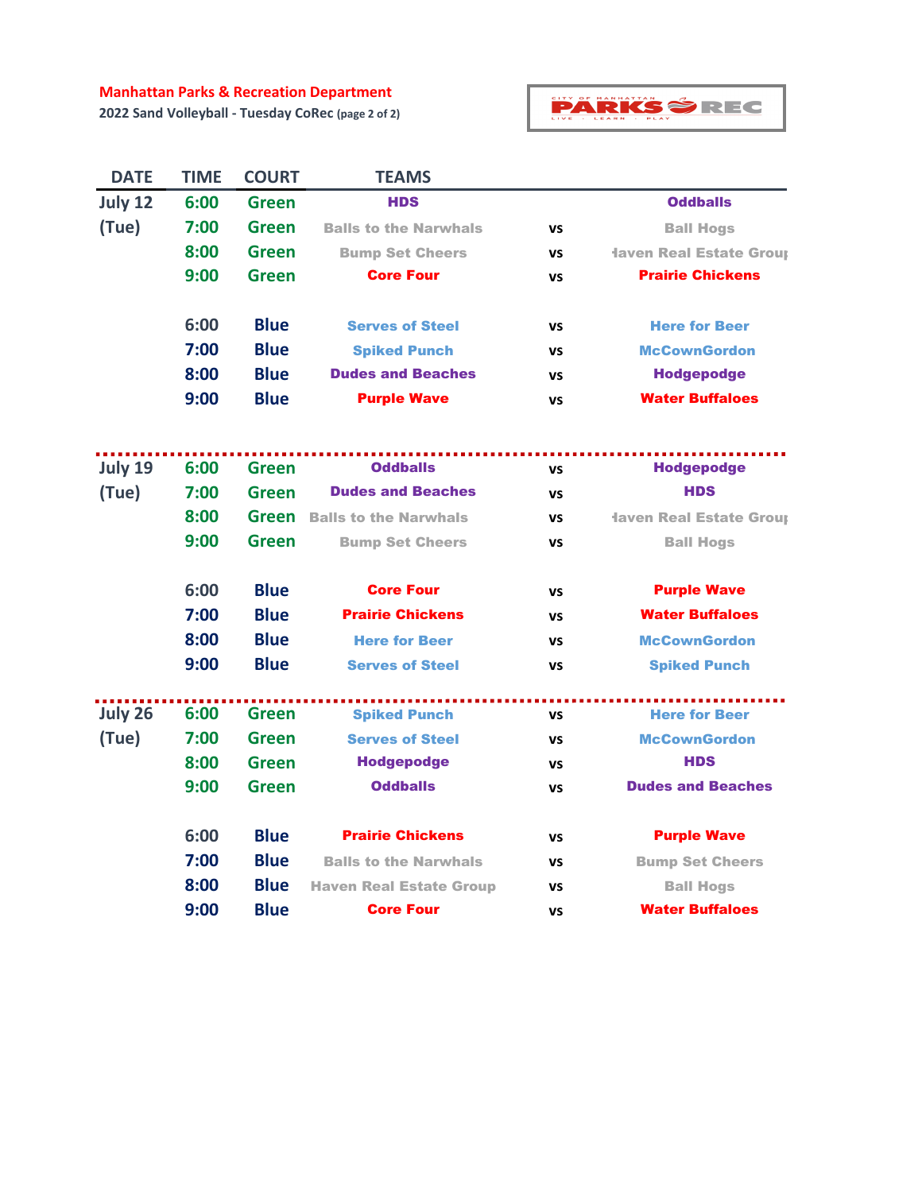**Manhattan Parks & Recreation Department**

**2022 Sand Volleyball - Tuesday CoRec** (page 2 of 2)

| DATE | TIME | COURT | TEAMS | | |
|---|---|---|---|---|---|
| July 12 | 6:00 | Green | HDS | | Oddballs |
| (Tue) | 7:00 | Green | Balls to the Narwhals | vs | Ball Hogs |
| | 8:00 | Green | Bump Set Cheers | vs | Haven Real Estate Group |
| | 9:00 | Green | Core Four | vs | Prairie Chickens |
| | 6:00 | Blue | Serves of Steel | vs | Here for Beer |
| | 7:00 | Blue | Spiked Punch | vs | McCownGordon |
| | 8:00 | Blue | Dudes and Beaches | vs | Hodgepodge |
| | 9:00 | Blue | Purple Wave | vs | Water Buffaloes |
| July 19 | 6:00 | Green | Oddballs | vs | Hodgepodge |
| (Tue) | 7:00 | Green | Dudes and Beaches | vs | HDS |
| | 8:00 | Green | Balls to the Narwhals | vs | Haven Real Estate Group |
| | 9:00 | Green | Bump Set Cheers | vs | Ball Hogs |
| | 6:00 | Blue | Core Four | vs | Purple Wave |
| | 7:00 | Blue | Prairie Chickens | vs | Water Buffaloes |
| | 8:00 | Blue | Here for Beer | vs | McCownGordon |
| | 9:00 | Blue | Serves of Steel | vs | Spiked Punch |
| July 26 | 6:00 | Green | Spiked Punch | vs | Here for Beer |
| (Tue) | 7:00 | Green | Serves of Steel | vs | McCownGordon |
| | 8:00 | Green | Hodgepodge | vs | HDS |
| | 9:00 | Green | Oddballs | vs | Dudes and Beaches |
| | 6:00 | Blue | Prairie Chickens | vs | Purple Wave |
| | 7:00 | Blue | Balls to the Narwhals | vs | Bump Set Cheers |
| | 8:00 | Blue | Haven Real Estate Group | vs | Ball Hogs |
| | 9:00 | Blue | Core Four | vs | Water Buffaloes |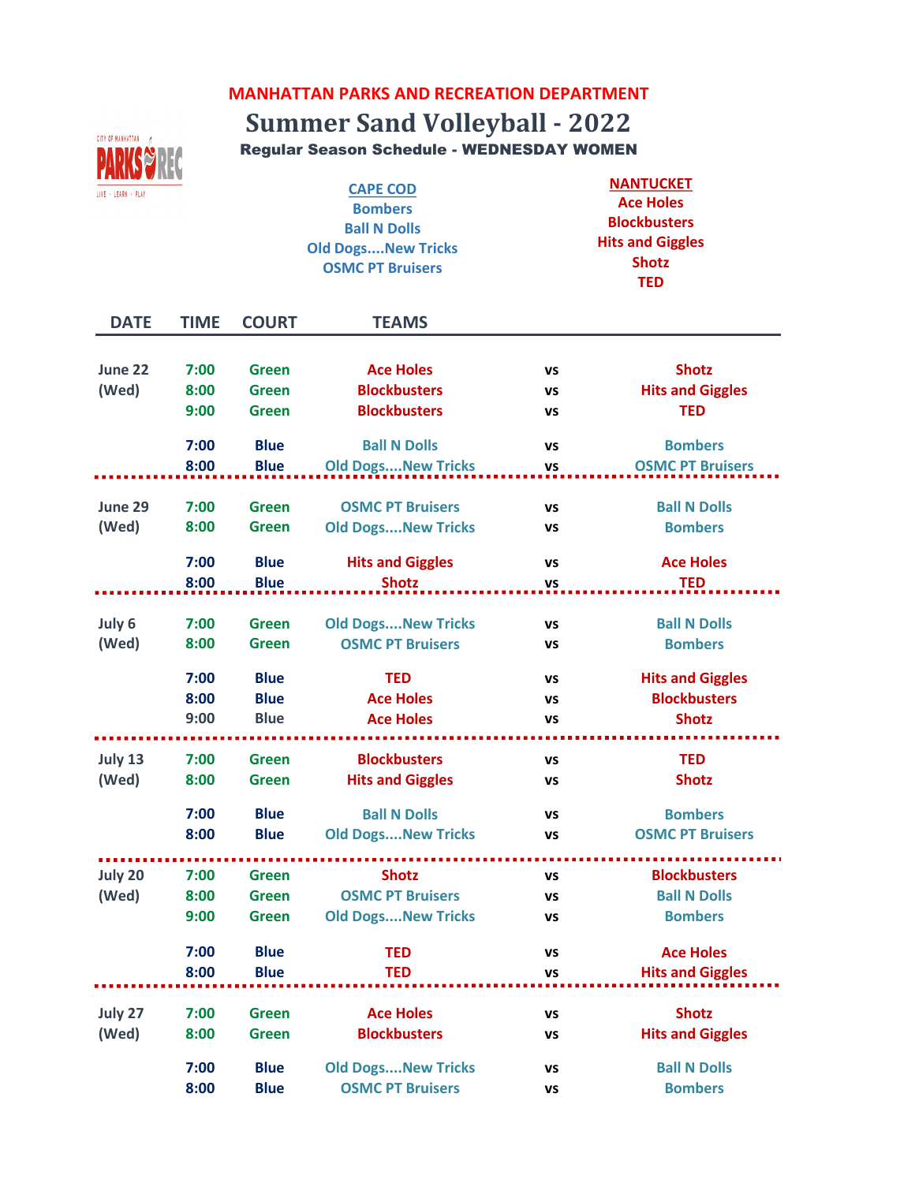## MANHATTAN PARKS AND RECREATION DEPARTMENT

# Summer Sand Volleyball - 2022

### Regular Season Schedule - WEDNESDAY WOMEN

**CAPE COD**
Bombers
Ball N Dolls
Old Dogs....New Tricks
OSMC PT Bruisers

**NANTUCKET**
Ace Holes
Blockbusters
Hits and Giggles
Shotz
TED

| DATE | TIME | COURT | TEAMS | | |
|---|---|---|---|---|---|
| June 22 | 7:00 | Green | Ace Holes | vs | Shotz |
| (Wed) | 8:00 | Green | Blockbusters | vs | Hits and Giggles |
| | 9:00 | Green | Blockbusters | vs | TED |
| | 7:00 | Blue | Ball N Dolls | vs | Bombers |
| | 8:00 | Blue | Old Dogs....New Tricks | vs | OSMC PT Bruisers |
| June 29 | 7:00 | Green | OSMC PT Bruisers | vs | Ball N Dolls |
| (Wed) | 8:00 | Green | Old Dogs....New Tricks | vs | Bombers |
| | 7:00 | Blue | Hits and Giggles | vs | Ace Holes |
| | 8:00 | Blue | Shotz | vs | TED |
| July 6 | 7:00 | Green | Old Dogs....New Tricks | vs | Ball N Dolls |
| (Wed) | 8:00 | Green | OSMC PT Bruisers | vs | Bombers |
| | 7:00 | Blue | TED | vs | Hits and Giggles |
| | 8:00 | Blue | Ace Holes | vs | Blockbusters |
| | 9:00 | Blue | Ace Holes | vs | Shotz |
| July 13 | 7:00 | Green | Blockbusters | vs | TED |
| (Wed) | 8:00 | Green | Hits and Giggles | vs | Shotz |
| | 7:00 | Blue | Ball N Dolls | vs | Bombers |
| | 8:00 | Blue | Old Dogs....New Tricks | vs | OSMC PT Bruisers |
| July 20 | 7:00 | Green | Shotz | vs | Blockbusters |
| (Wed) | 8:00 | Green | OSMC PT Bruisers | vs | Ball N Dolls |
| | 9:00 | Green | Old Dogs....New Tricks | vs | Bombers |
| | 7:00 | Blue | TED | vs | Ace Holes |
| | 8:00 | Blue | TED | vs | Hits and Giggles |
| July 27 | 7:00 | Green | Ace Holes | vs | Shotz |
| (Wed) | 8:00 | Green | Blockbusters | vs | Hits and Giggles |
| | 7:00 | Blue | Old Dogs....New Tricks | vs | Ball N Dolls |
| | 8:00 | Blue | OSMC PT Bruisers | vs | Bombers |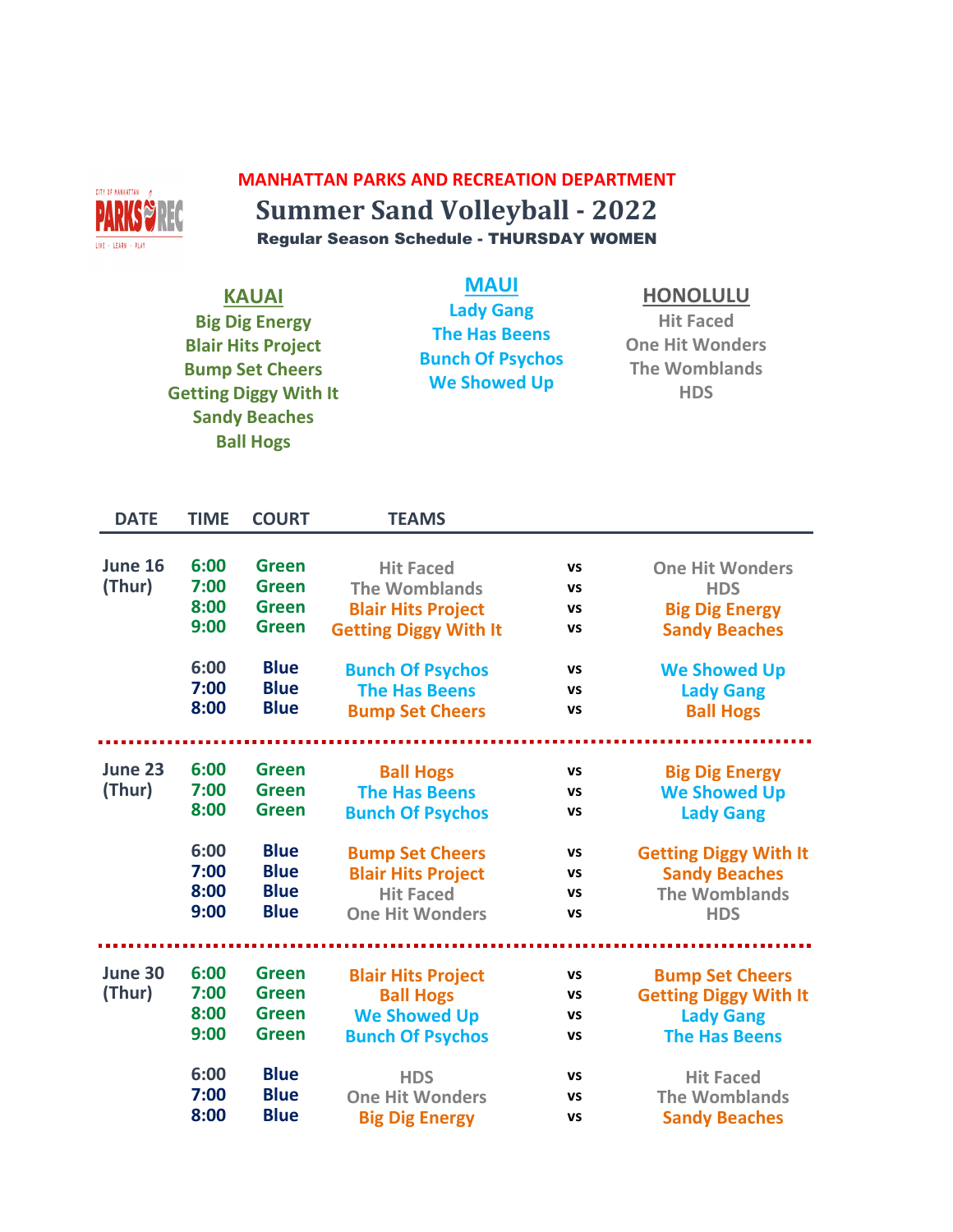MANHATTAN PARKS AND RECREATION DEPARTMENT

# Summer Sand Volleyball - 2022

**Regular Season Schedule - THURSDAY WOMEN**

| KAUAI | MAUI | HONOLULU |
|---|---|---|
| Big Dig Energy | Lady Gang | Hit Faced |
| Blair Hits Project | The Has Beens | One Hit Wonders |
| Bump Set Cheers | Bunch Of Psychos | The Womblands |
| Getting Diggy With It | We Showed Up | HDS |
| Sandy Beaches | | |
| Ball Hogs | | |

| DATE | TIME | COURT | TEAMS | | |
|---|---|---|---|---|---|
| June 16 (Thur) | 6:00 | Green | Hit Faced | vs | One Hit Wonders |
| | 7:00 | Green | The Womblands | vs | HDS |
| | 8:00 | Green | Blair Hits Project | vs | Big Dig Energy |
| | 9:00 | Green | Getting Diggy With It | vs | Sandy Beaches |
| | 6:00 | Blue | Bunch Of Psychos | vs | We Showed Up |
| | 7:00 | Blue | The Has Beens | vs | Lady Gang |
| | 8:00 | Blue | Bump Set Cheers | vs | Ball Hogs |
| June 23 (Thur) | 6:00 | Green | Ball Hogs | vs | Big Dig Energy |
| | 7:00 | Green | The Has Beens | vs | We Showed Up |
| | 8:00 | Green | Bunch Of Psychos | vs | Lady Gang |
| | 6:00 | Blue | Bump Set Cheers | vs | Getting Diggy With It |
| | 7:00 | Blue | Blair Hits Project | vs | Sandy Beaches |
| | 8:00 | Blue | Hit Faced | vs | The Womblands |
| | 9:00 | Blue | One Hit Wonders | vs | HDS |
| June 30 (Thur) | 6:00 | Green | Blair Hits Project | vs | Bump Set Cheers |
| | 7:00 | Green | Ball Hogs | vs | Getting Diggy With It |
| | 8:00 | Green | We Showed Up | vs | Lady Gang |
| | 9:00 | Green | Bunch Of Psychos | vs | The Has Beens |
| | 6:00 | Blue | HDS | vs | Hit Faced |
| | 7:00 | Blue | One Hit Wonders | vs | The Womblands |
| | 8:00 | Blue | Big Dig Energy | vs | Sandy Beaches |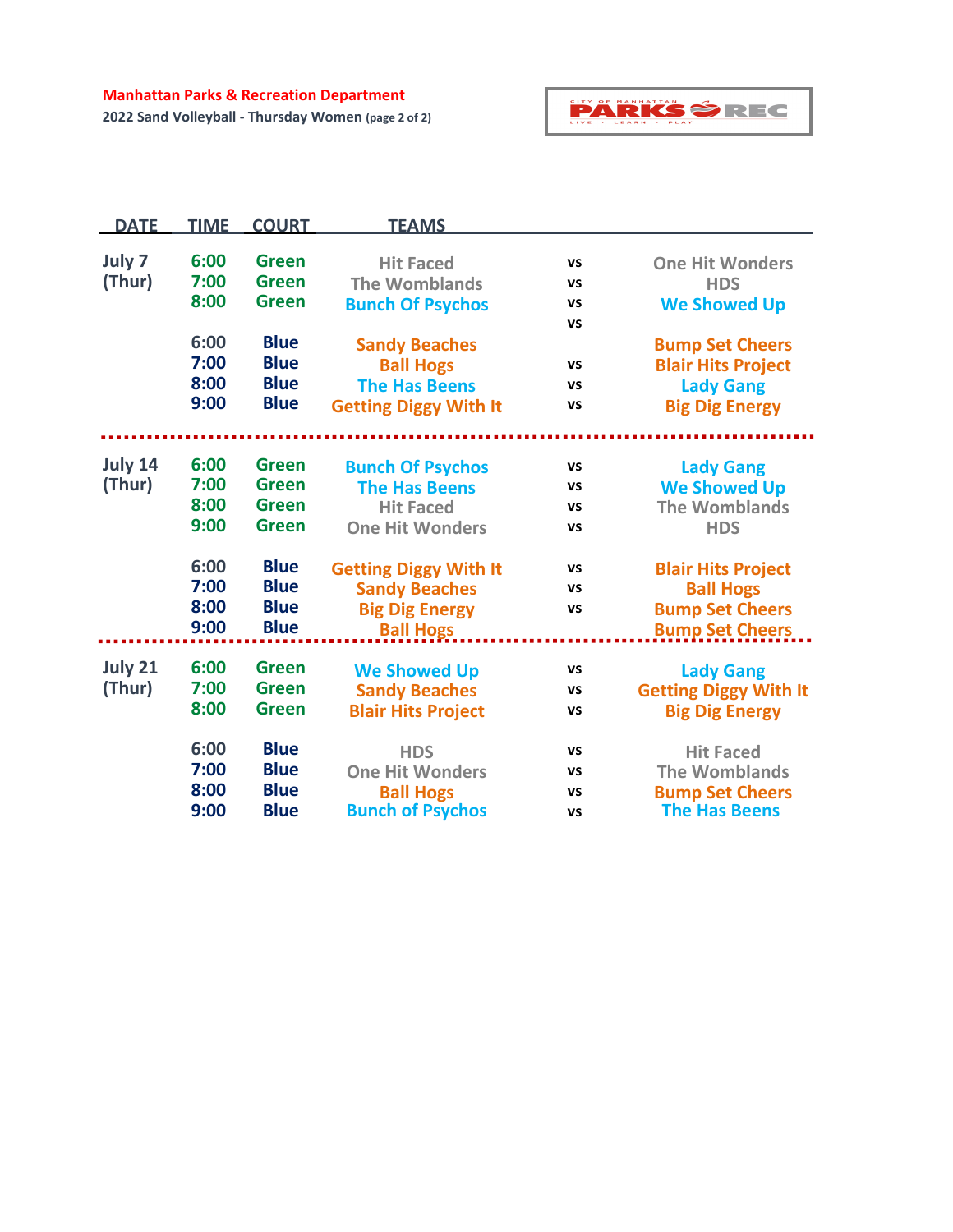**Manhattan Parks & Recreation Department**

**2022 Sand Volleyball - Thursday Women (page 2 of 2)**

| DATE | TIME | COURT | TEAMS | | |
|---|---|---|---|---|---|
| July 7 (Thur) | 6:00 | Green | Hit Faced | vs | One Hit Wonders |
| | 7:00 | Green | The Womblands | vs | HDS |
| | 8:00 | Green | Bunch Of Psychos | vs | We Showed Up |
| | | | | vs | |
| | 6:00 | Blue | Sandy Beaches | | Bump Set Cheers |
| | 7:00 | Blue | Ball Hogs | vs | Blair Hits Project |
| | 8:00 | Blue | The Has Beens | vs | Lady Gang |
| | 9:00 | Blue | Getting Diggy With It | vs | Big Dig Energy |
| July 14 (Thur) | 6:00 | Green | Bunch Of Psychos | vs | Lady Gang |
| | 7:00 | Green | The Has Beens | vs | We Showed Up |
| | 8:00 | Green | Hit Faced | vs | The Womblands |
| | 9:00 | Green | One Hit Wonders | vs | HDS |
| | 6:00 | Blue | Getting Diggy With It | vs | Blair Hits Project |
| | 7:00 | Blue | Sandy Beaches | vs | Ball Hogs |
| | 8:00 | Blue | Big Dig Energy | vs | Bump Set Cheers |
| | 9:00 | Blue | Ball Hogs | | Bump Set Cheers |
| July 21 (Thur) | 6:00 | Green | We Showed Up | vs | Lady Gang |
| | 7:00 | Green | Sandy Beaches | vs | Getting Diggy With It |
| | 8:00 | Green | Blair Hits Project | vs | Big Dig Energy |
| | 6:00 | Blue | HDS | vs | Hit Faced |
| | 7:00 | Blue | One Hit Wonders | vs | The Womblands |
| | 8:00 | Blue | Ball Hogs | vs | Bump Set Cheers |
| | 9:00 | Blue | Bunch of Psychos | vs | The Has Beens |